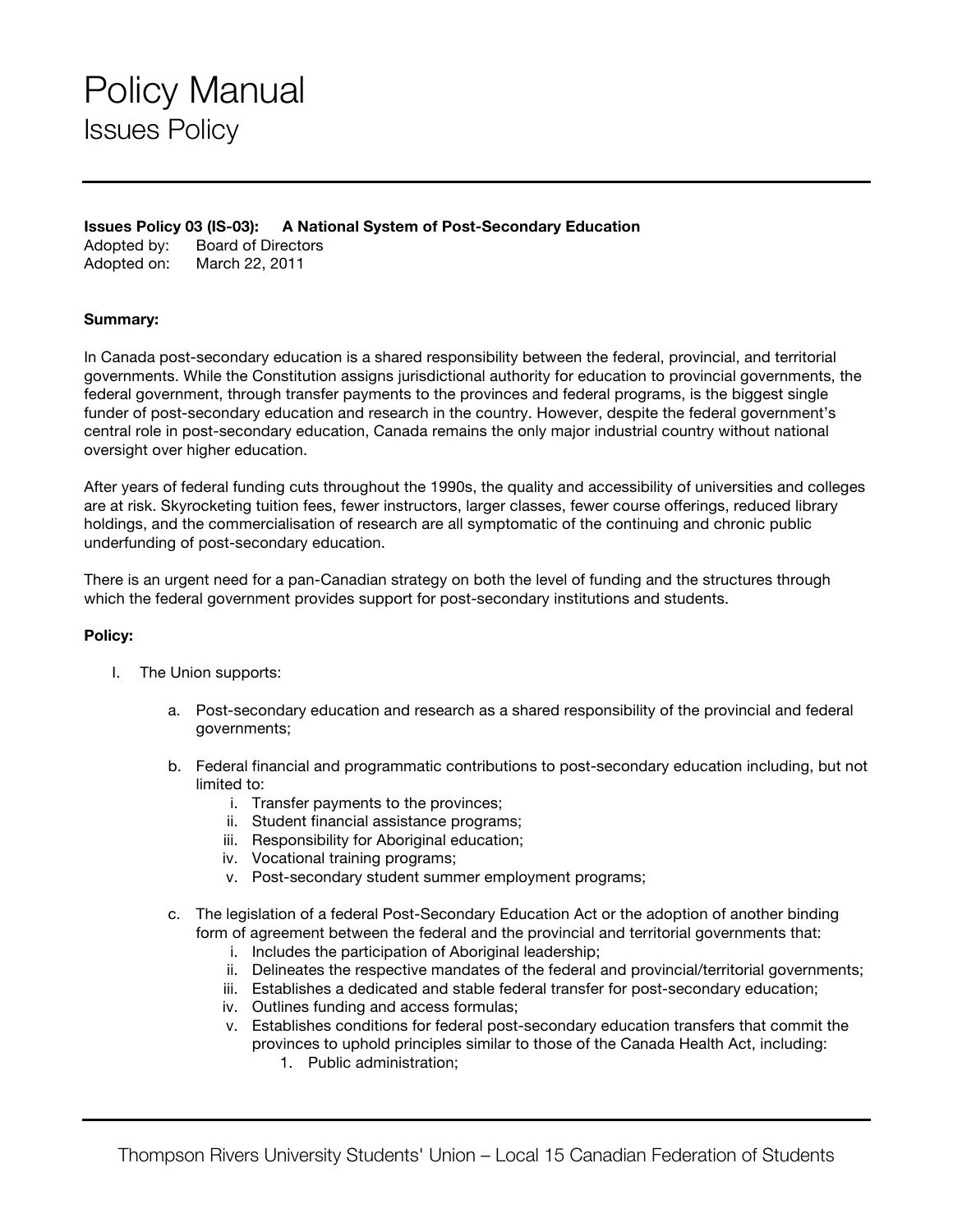# Policy Manual

## Issues Policy

**Issues Policy 03 (IS-03): A National System of Post-Secondary Education**

Adopted by: Board of Directors
Adopted on: March 22, 2011

**Summary:**

In Canada post-secondary education is a shared responsibility between the federal, provincial, and territorial governments. While the Constitution assigns jurisdictional authority for education to provincial governments, the federal government, through transfer payments to the provinces and federal programs, is the biggest single funder of post-secondary education and research in the country. However, despite the federal government's central role in post-secondary education, Canada remains the only major industrial country without national oversight over higher education.

After years of federal funding cuts throughout the 1990s, the quality and accessibility of universities and colleges are at risk. Skyrocketing tuition fees, fewer instructors, larger classes, fewer course offerings, reduced library holdings, and the commercialisation of research are all symptomatic of the continuing and chronic public underfunding of post-secondary education.

There is an urgent need for a pan-Canadian strategy on both the level of funding and the structures through which the federal government provides support for post-secondary institutions and students.

**Policy:**

I. The Union supports:

   a. Post-secondary education and research as a shared responsibility of the provincial and federal governments;

   b. Federal financial and programmatic contributions to post-secondary education including, but not limited to:
      i. Transfer payments to the provinces;
      ii. Student financial assistance programs;
      iii. Responsibility for Aboriginal education;
      iv. Vocational training programs;
      v. Post-secondary student summer employment programs;

   c. The legislation of a federal Post-Secondary Education Act or the adoption of another binding form of agreement between the federal and the provincial and territorial governments that:
      i. Includes the participation of Aboriginal leadership;
      ii. Delineates the respective mandates of the federal and provincial/territorial governments;
      iii. Establishes a dedicated and stable federal transfer for post-secondary education;
      iv. Outlines funding and access formulas;
      v. Establishes conditions for federal post-secondary education transfers that commit the provinces to uphold principles similar to those of the Canada Health Act, including:
         1. Public administration;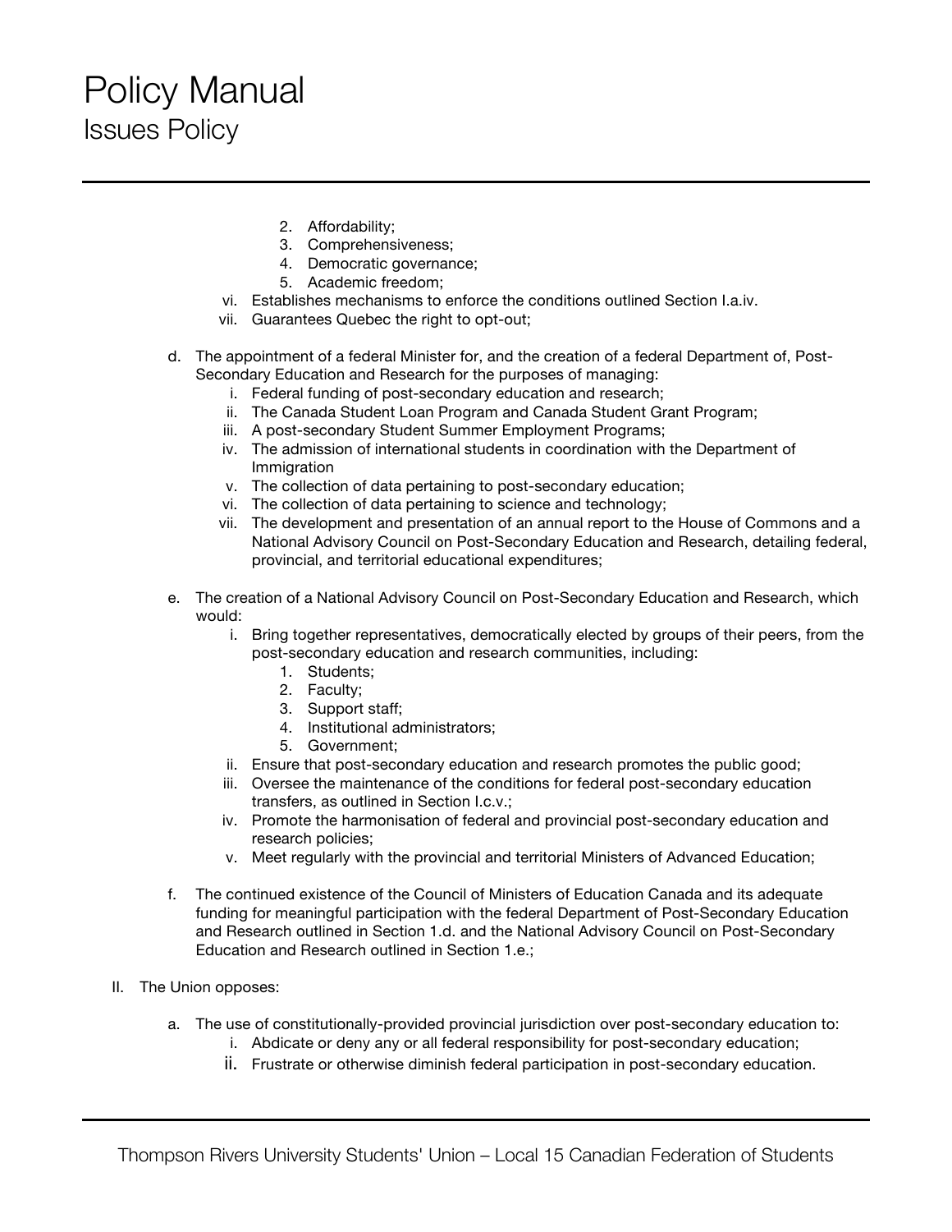# Policy Manual

## Issues Policy

            2. Affordability;
            3. Comprehensiveness;
            4. Democratic governance;
            5. Academic freedom;
        vi. Establishes mechanisms to enforce the conditions outlined Section I.a.iv.
        vii. Guarantees Quebec the right to opt-out;

   d. The appointment of a federal Minister for, and the creation of a federal Department of, Post-Secondary Education and Research for the purposes of managing:
      i. Federal funding of post-secondary education and research;
      ii. The Canada Student Loan Program and Canada Student Grant Program;
      iii. A post-secondary Student Summer Employment Programs;
      iv. The admission of international students in coordination with the Department of Immigration
      v. The collection of data pertaining to post-secondary education;
      vi. The collection of data pertaining to science and technology;
      vii. The development and presentation of an annual report to the House of Commons and a National Advisory Council on Post-Secondary Education and Research, detailing federal, provincial, and territorial educational expenditures;

   e. The creation of a National Advisory Council on Post-Secondary Education and Research, which would:
      i. Bring together representatives, democratically elected by groups of their peers, from the post-secondary education and research communities, including:
         1. Students;
         2. Faculty;
         3. Support staff;
         4. Institutional administrators;
         5. Government;
      ii. Ensure that post-secondary education and research promotes the public good;
      iii. Oversee the maintenance of the conditions for federal post-secondary education transfers, as outlined in Section I.c.v.;
      iv. Promote the harmonisation of federal and provincial post-secondary education and research policies;
      v. Meet regularly with the provincial and territorial Ministers of Advanced Education;

   f. The continued existence of the Council of Ministers of Education Canada and its adequate funding for meaningful participation with the federal Department of Post-Secondary Education and Research outlined in Section 1.d. and the National Advisory Council on Post-Secondary Education and Research outlined in Section 1.e.;

II. The Union opposes:

   a. The use of constitutionally-provided provincial jurisdiction over post-secondary education to:
      i. Abdicate or deny any or all federal responsibility for post-secondary education;
      ii. Frustrate or otherwise diminish federal participation in post-secondary education.